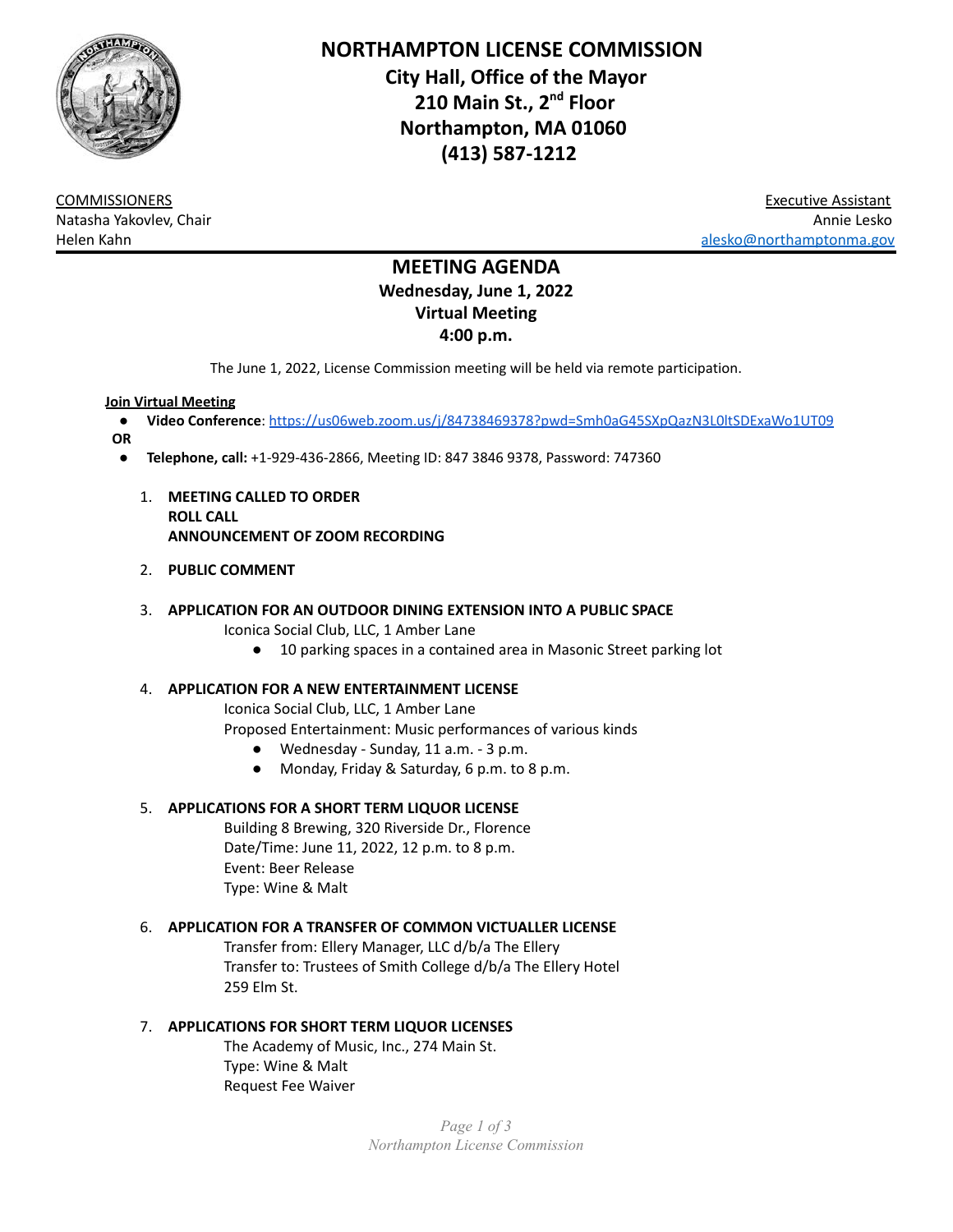# NORTHAMPTON LICENSE COMMISSION

**City Hall, Office of the Mayor**
**210 Main St., 2nd Floor**
**Northampton, MA 01060**
**(413) 587-1212**

COMMISSIONERS
Natasha Yakovlev, Chair
Helen Kahn

Executive Assistant
Annie Lesko
alesko@northamptonma.gov

## MEETING AGENDA

**Wednesday, June 1, 2022**
**Virtual Meeting**
**4:00 p.m.**

The June 1, 2022, License Commission meeting will be held via remote participation.

**Join Virtual Meeting**

- **Video Conference**: https://us06web.zoom.us/j/84738469378?pwd=Smh0aG45SXpQazN3L0ltSDExaWo1UT09

**OR**

- **Telephone, call:** +1-929-436-2866, Meeting ID: 847 3846 9378, Password: 747360

1. **MEETING CALLED TO ORDER**
   **ROLL CALL**
   **ANNOUNCEMENT OF ZOOM RECORDING**

2. **PUBLIC COMMENT**

3. **APPLICATION FOR AN OUTDOOR DINING EXTENSION INTO A PUBLIC SPACE**
   Iconica Social Club, LLC, 1 Amber Lane
   - 10 parking spaces in a contained area in Masonic Street parking lot

4. **APPLICATION FOR A NEW ENTERTAINMENT LICENSE**
   Iconica Social Club, LLC, 1 Amber Lane
   Proposed Entertainment: Music performances of various kinds
   - Wednesday - Sunday, 11 a.m. - 3 p.m.
   - Monday, Friday & Saturday, 6 p.m. to 8 p.m.

5. **APPLICATIONS FOR A SHORT TERM LIQUOR LICENSE**
   Building 8 Brewing, 320 Riverside Dr., Florence
   Date/Time: June 11, 2022, 12 p.m. to 8 p.m.
   Event: Beer Release
   Type: Wine & Malt

6. **APPLICATION FOR A TRANSFER OF COMMON VICTUALLER LICENSE**
   Transfer from: Ellery Manager, LLC d/b/a The Ellery
   Transfer to: Trustees of Smith College d/b/a The Ellery Hotel
   259 Elm St.

7. **APPLICATIONS FOR SHORT TERM LIQUOR LICENSES**
   The Academy of Music, Inc., 274 Main St.
   Type: Wine & Malt
   Request Fee Waiver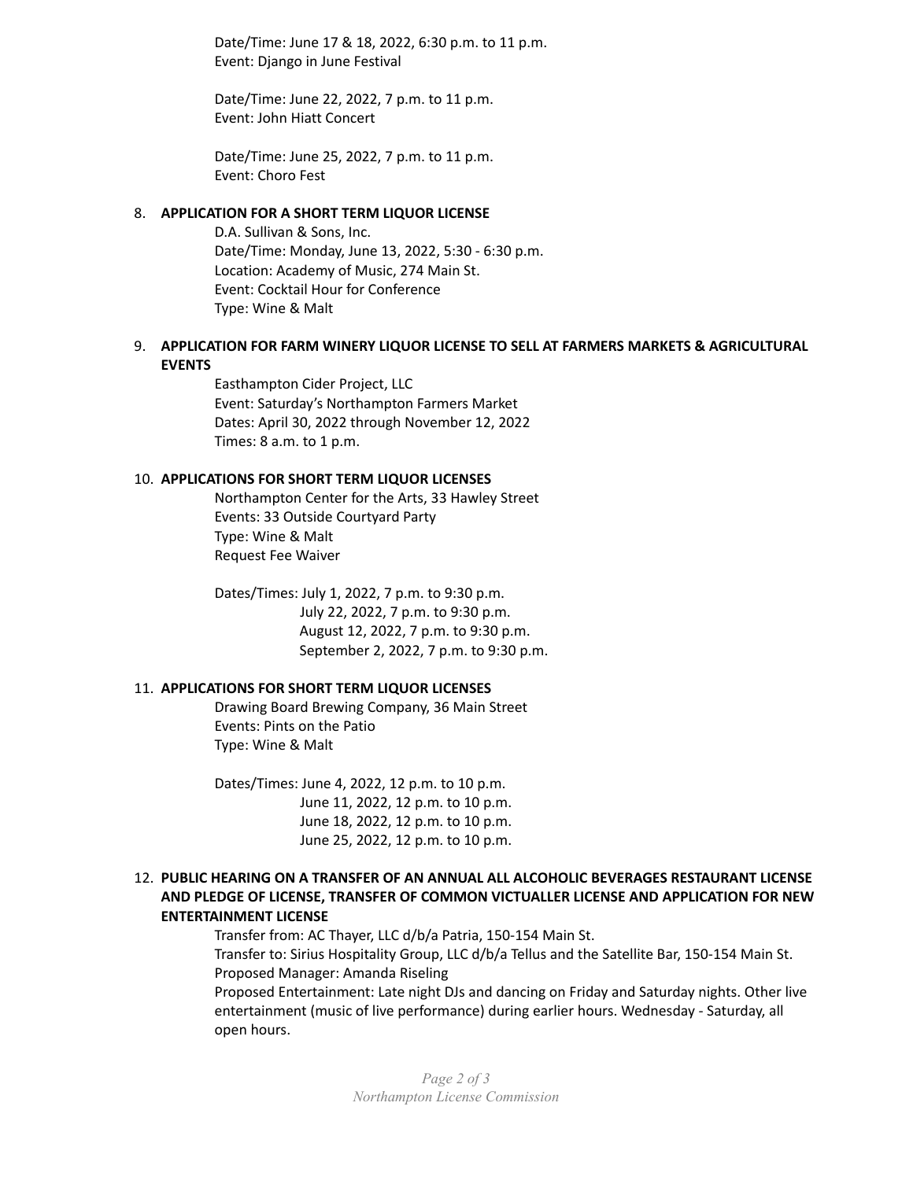Date/Time: June 17 & 18, 2022, 6:30 p.m. to 11 p.m.
Event: Django in June Festival

Date/Time: June 22, 2022, 7 p.m. to 11 p.m.
Event: John Hiatt Concert

Date/Time: June 25, 2022, 7 p.m. to 11 p.m.
Event: Choro Fest

8. **APPLICATION FOR A SHORT TERM LIQUOR LICENSE**

   D.A. Sullivan & Sons, Inc.
   Date/Time: Monday, June 13, 2022, 5:30 - 6:30 p.m.
   Location: Academy of Music, 274 Main St.
   Event: Cocktail Hour for Conference
   Type: Wine & Malt

9. **APPLICATION FOR FARM WINERY LIQUOR LICENSE TO SELL AT FARMERS MARKETS & AGRICULTURAL EVENTS**

   Easthampton Cider Project, LLC
   Event: Saturday's Northampton Farmers Market
   Dates: April 30, 2022 through November 12, 2022
   Times: 8 a.m. to 1 p.m.

10. **APPLICATIONS FOR SHORT TERM LIQUOR LICENSES**

    Northampton Center for the Arts, 33 Hawley Street
    Events: 33 Outside Courtyard Party
    Type: Wine & Malt
    Request Fee Waiver

    Dates/Times: July 1, 2022, 7 p.m. to 9:30 p.m.
    July 22, 2022, 7 p.m. to 9:30 p.m.
    August 12, 2022, 7 p.m. to 9:30 p.m.
    September 2, 2022, 7 p.m. to 9:30 p.m.

11. **APPLICATIONS FOR SHORT TERM LIQUOR LICENSES**

    Drawing Board Brewing Company, 36 Main Street
    Events: Pints on the Patio
    Type: Wine & Malt

    Dates/Times: June 4, 2022, 12 p.m. to 10 p.m.
    June 11, 2022, 12 p.m. to 10 p.m.
    June 18, 2022, 12 p.m. to 10 p.m.
    June 25, 2022, 12 p.m. to 10 p.m.

12. **PUBLIC HEARING ON A TRANSFER OF AN ANNUAL ALL ALCOHOLIC BEVERAGES RESTAURANT LICENSE AND PLEDGE OF LICENSE, TRANSFER OF COMMON VICTUALLER LICENSE AND APPLICATION FOR NEW ENTERTAINMENT LICENSE**

    Transfer from: AC Thayer, LLC d/b/a Patria, 150-154 Main St.
    Transfer to: Sirius Hospitality Group, LLC d/b/a Tellus and the Satellite Bar, 150-154 Main St.
    Proposed Manager: Amanda Riseling
    Proposed Entertainment: Late night DJs and dancing on Friday and Saturday nights. Other live entertainment (music of live performance) during earlier hours. Wednesday - Saturday, all open hours.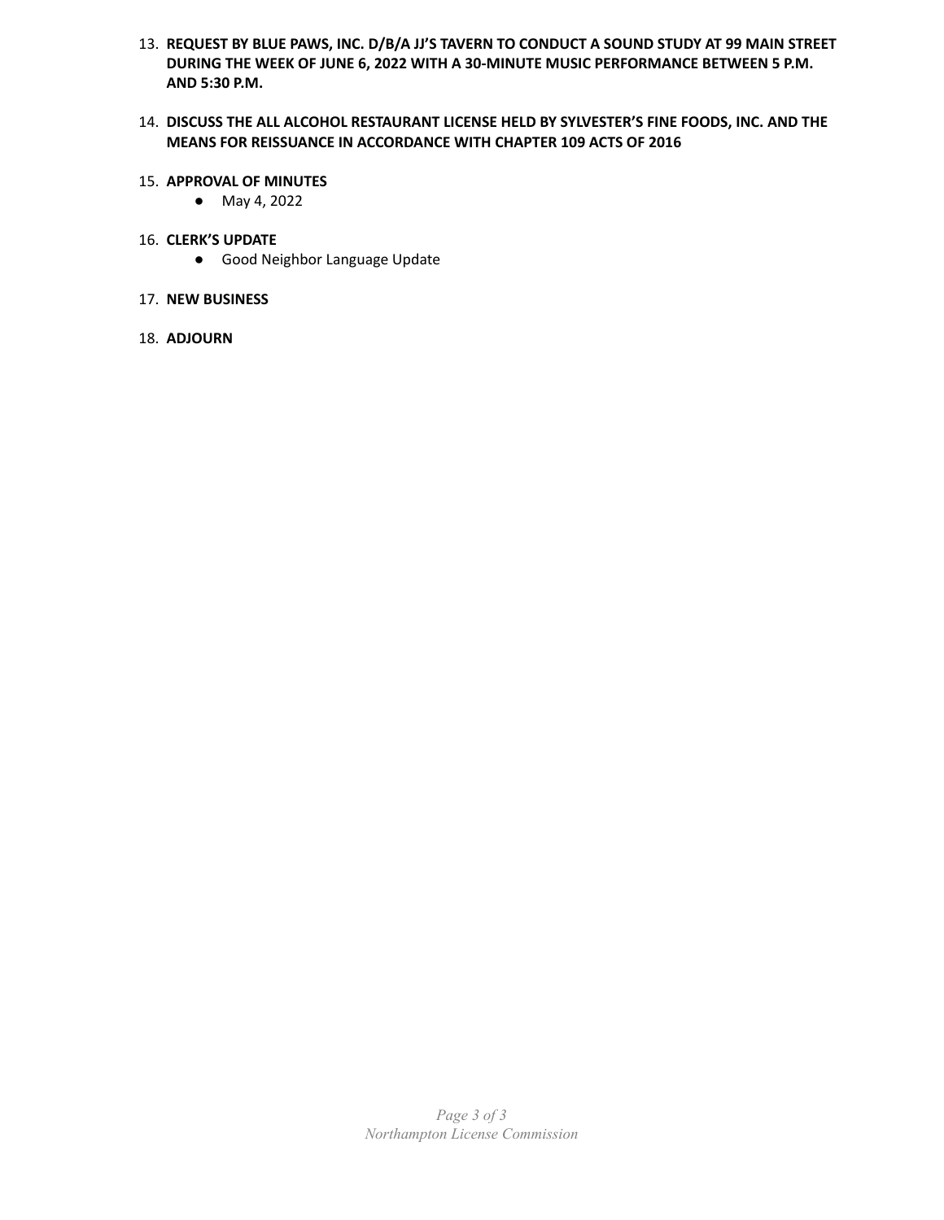13. **REQUEST BY BLUE PAWS, INC. D/B/A JJ'S TAVERN TO CONDUCT A SOUND STUDY AT 99 MAIN STREET DURING THE WEEK OF JUNE 6, 2022 WITH A 30-MINUTE MUSIC PERFORMANCE BETWEEN 5 P.M. AND 5:30 P.M.**

14. **DISCUSS THE ALL ALCOHOL RESTAURANT LICENSE HELD BY SYLVESTER'S FINE FOODS, INC. AND THE MEANS FOR REISSUANCE IN ACCORDANCE WITH CHAPTER 109 ACTS OF 2016**

15. **APPROVAL OF MINUTES**
    - May 4, 2022

16. **CLERK'S UPDATE**
    - Good Neighbor Language Update

17. **NEW BUSINESS**

18. **ADJOURN**